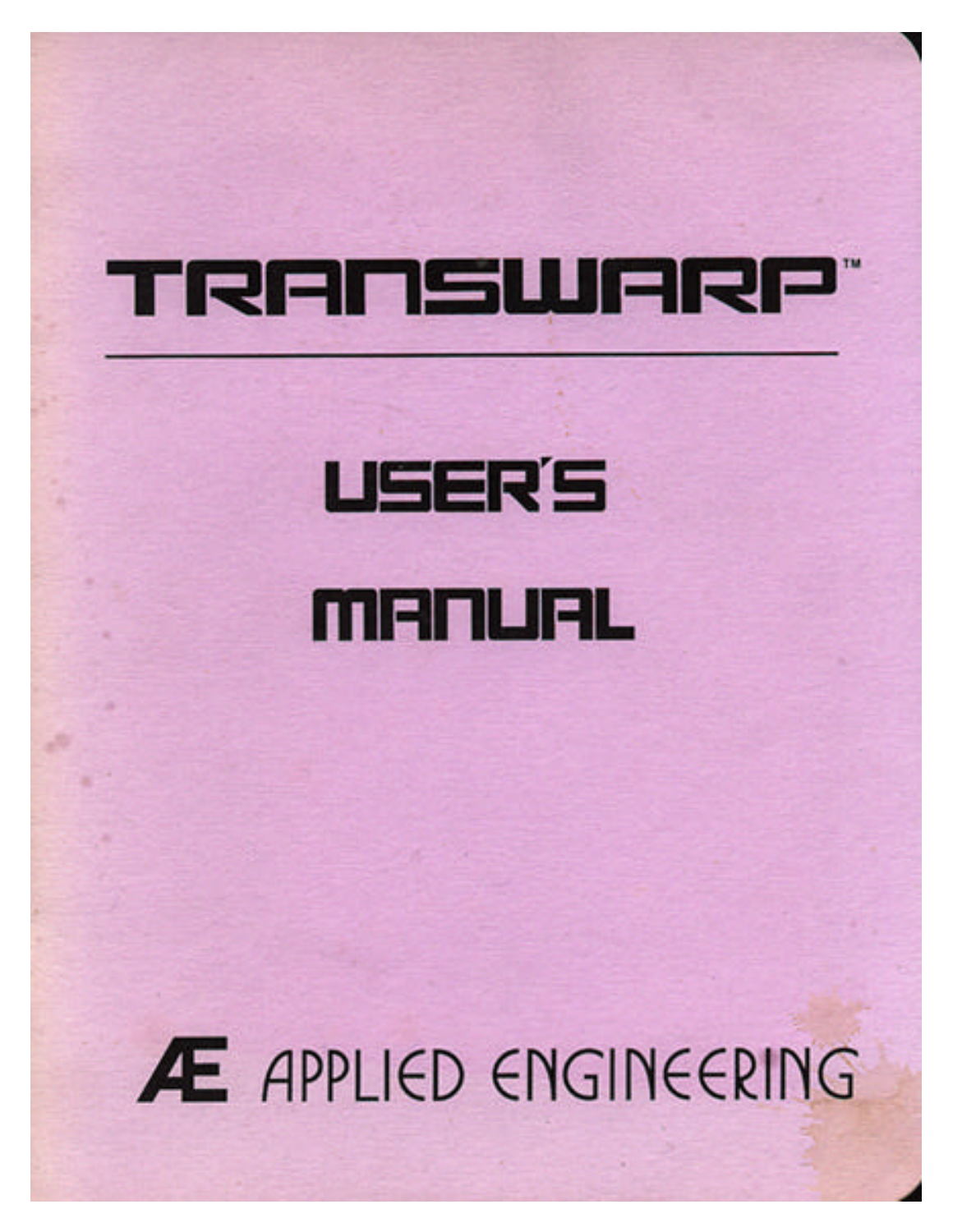# TRANSWARP™

## USER'S MANUAL

ÆE APPLIED ENGINEERING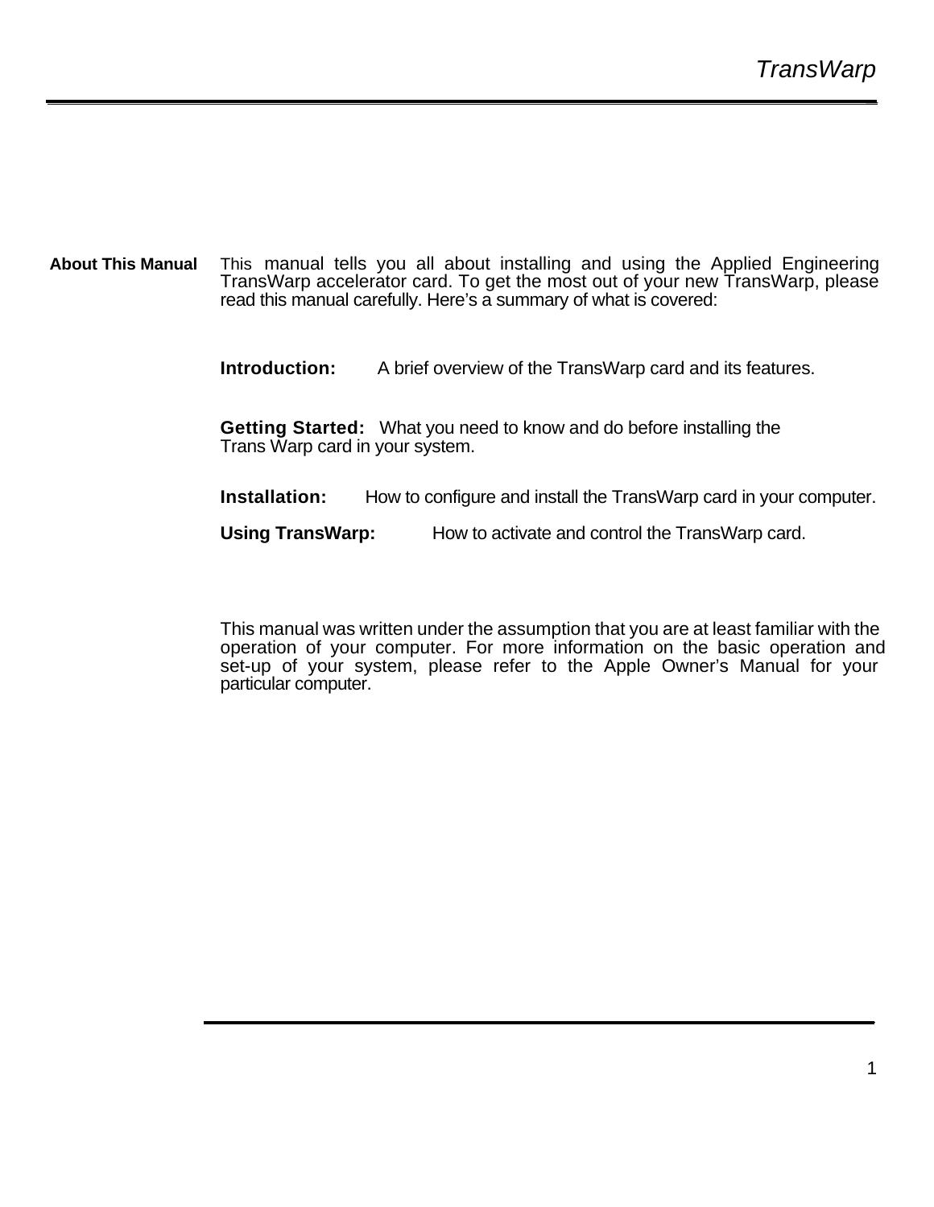## About This Manual

This manual tells you all about installing and using the Applied Engineering TransWarp accelerator card. To get the most out of your new TransWarp, please read this manual carefully. Here's a summary of what is covered:

**Introduction:** A brief overview of the TransWarp card and its features.

**Getting Started:** What you need to know and do before installing the Trans Warp card in your system.

**Installation:** How to configure and install the TransWarp card in your computer.

**Using TransWarp:** How to activate and control the TransWarp card.

This manual was written under the assumption that you are at least familiar with the operation of your computer. For more information on the basic operation and set-up of your system, please refer to the Apple Owner's Manual for your particular computer.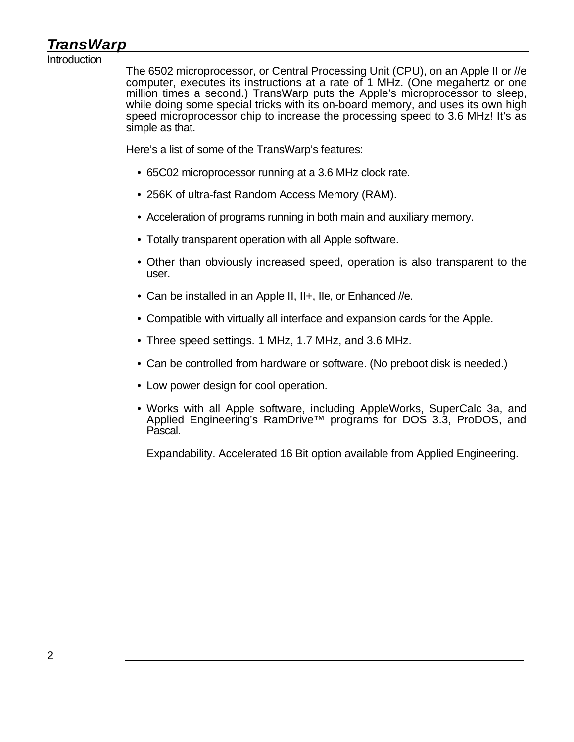## Introduction

The 6502 microprocessor, or Central Processing Unit (CPU), on an Apple II or //e computer, executes its instructions at a rate of 1 MHz. (One megahertz or one million times a second.) TransWarp puts the Apple's microprocessor to sleep, while doing some special tricks with its on-board memory, and uses its own high speed microprocessor chip to increase the processing speed to 3.6 MHz! It's as simple as that.

Here's a list of some of the TransWarp's features:

- 65C02 microprocessor running at a 3.6 MHz clock rate.
- 256K of ultra-fast Random Access Memory (RAM).
- Acceleration of programs running in both main and auxiliary memory.
- Totally transparent operation with all Apple software.
- Other than obviously increased speed, operation is also transparent to the user.
- Can be installed in an Apple II, II+, IIe, or Enhanced //e.
- Compatible with virtually all interface and expansion cards for the Apple.
- Three speed settings. 1 MHz, 1.7 MHz, and 3.6 MHz.
- Can be controlled from hardware or software. (No preboot disk is needed.)
- Low power design for cool operation.
- Works with all Apple software, including AppleWorks, SuperCalc 3a, and Applied Engineering's RamDrive™ programs for DOS 3.3, ProDOS, and Pascal.

  Expandability. Accelerated 16 Bit option available from Applied Engineering.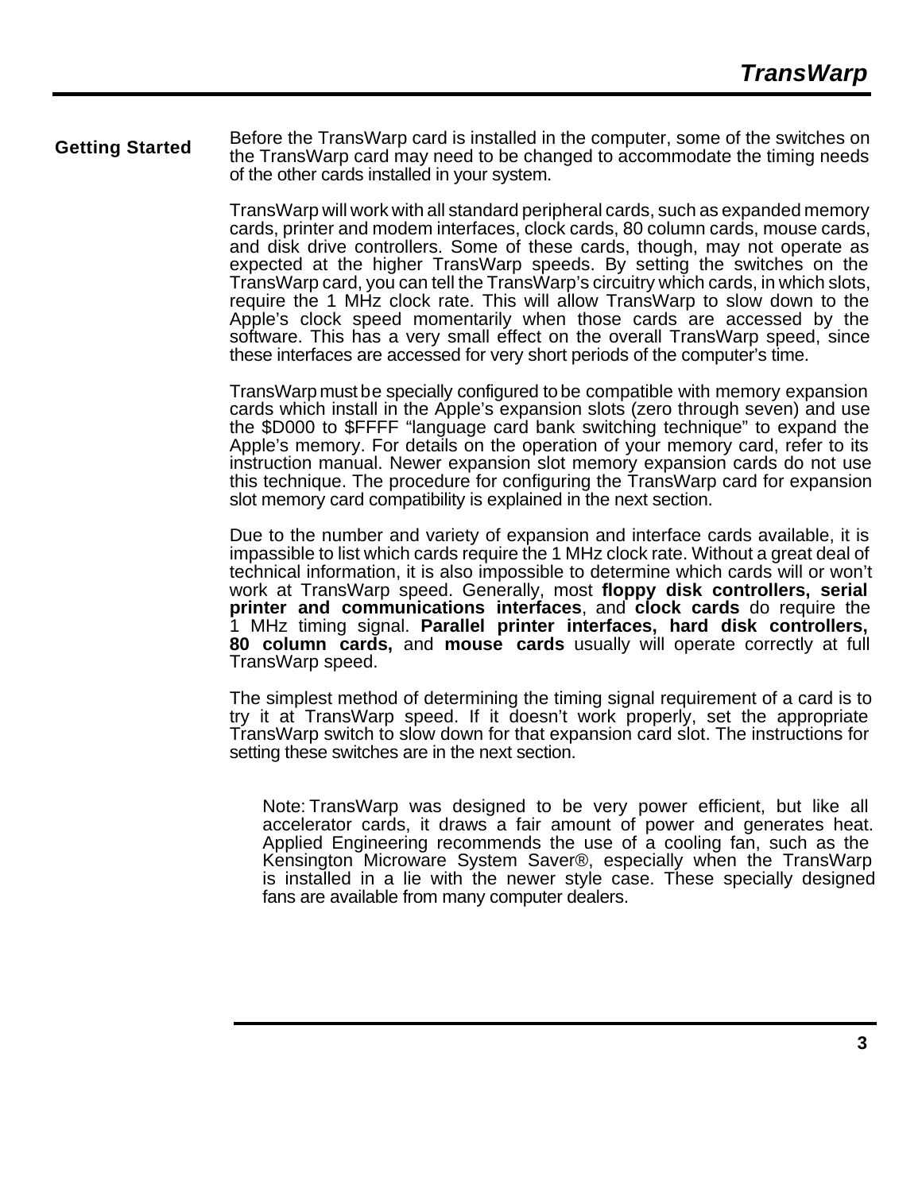## Getting Started

Before the TransWarp card is installed in the computer, some of the switches on the TransWarp card may need to be changed to accommodate the timing needs of the other cards installed in your system.

TransWarp will work with all standard peripheral cards, such as expanded memory cards, printer and modem interfaces, clock cards, 80 column cards, mouse cards, and disk drive controllers. Some of these cards, though, may not operate as expected at the higher TransWarp speeds. By setting the switches on the TransWarp card, you can tell the TransWarp's circuitry which cards, in which slots, require the 1 MHz clock rate. This will allow TransWarp to slow down to the Apple's clock speed momentarily when those cards are accessed by the software. This has a very small effect on the overall TransWarp speed, since these interfaces are accessed for very short periods of the computer's time.

TransWarp must be specially configured to be compatible with memory expansion cards which install in the Apple's expansion slots (zero through seven) and use the $D000 to $FFFF "language card bank switching technique" to expand the Apple's memory. For details on the operation of your memory card, refer to its instruction manual. Newer expansion slot memory expansion cards do not use this technique. The procedure for configuring the TransWarp card for expansion slot memory card compatibility is explained in the next section.

Due to the number and variety of expansion and interface cards available, it is impassible to list which cards require the 1 MHz clock rate. Without a great deal of technical information, it is also impossible to determine which cards will or won't work at TransWarp speed. Generally, most **floppy disk controllers, serial printer and communications interfaces**, and **clock cards** do require the 1 MHz timing signal. **Parallel printer interfaces, hard disk controllers, 80 column cards,** and **mouse cards** usually will operate correctly at full TransWarp speed.

The simplest method of determining the timing signal requirement of a card is to try it at TransWarp speed. If it doesn't work properly, set the appropriate TransWarp switch to slow down for that expansion card slot. The instructions for setting these switches are in the next section.

Note: TransWarp was designed to be very power efficient, but like all accelerator cards, it draws a fair amount of power and generates heat. Applied Engineering recommends the use of a cooling fan, such as the Kensington Microware System Saver®, especially when the TransWarp is installed in a lie with the newer style case. These specially designed fans are available from many computer dealers.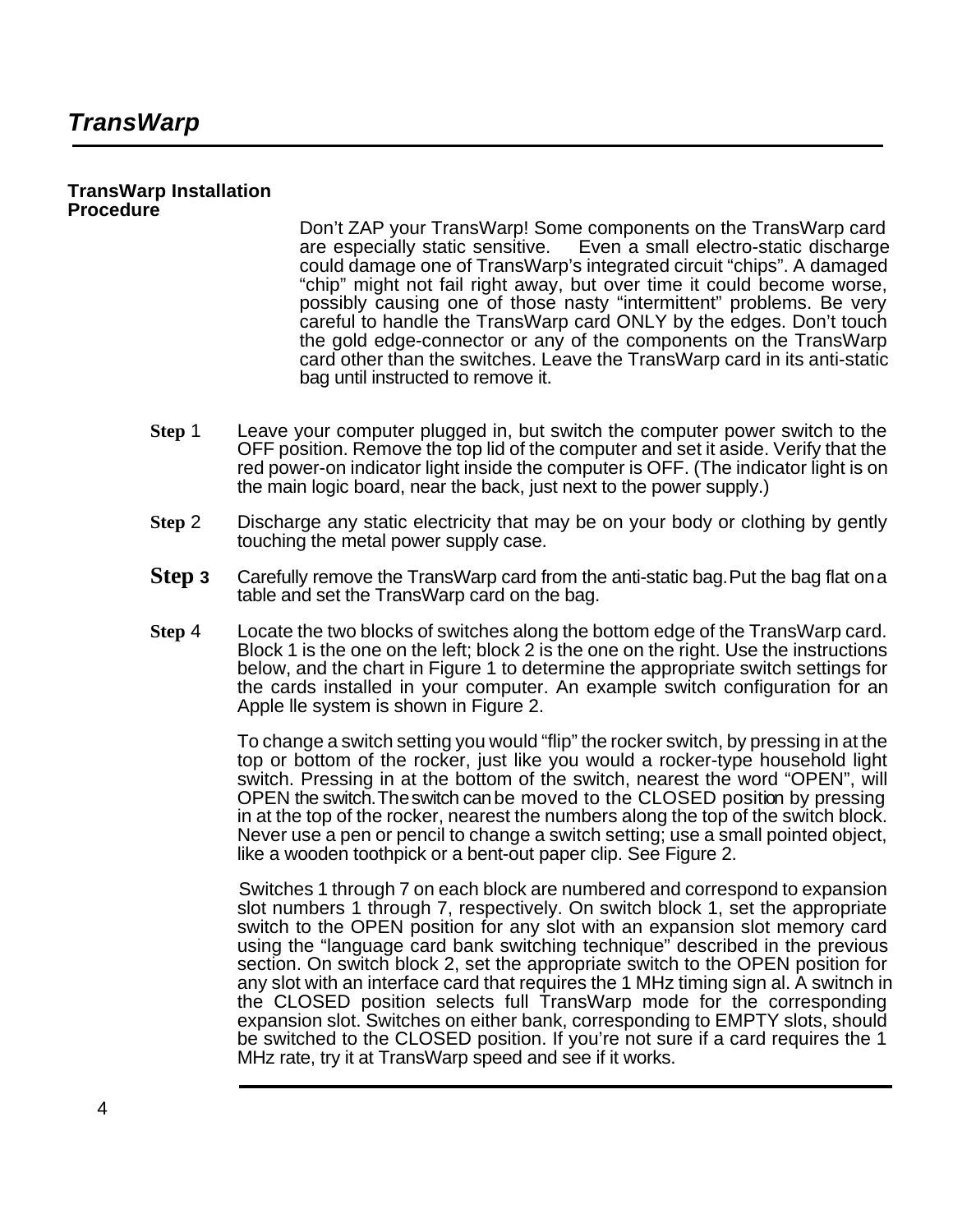## TransWarp Installation Procedure

Don't ZAP your TransWarp! Some components on the TransWarp card are especially static sensitive. Even a small electro-static discharge could damage one of TransWarp's integrated circuit "chips". A damaged "chip" might not fail right away, but over time it could become worse, possibly causing one of those nasty "intermittent" problems. Be very careful to handle the TransWarp card ONLY by the edges. Don't touch the gold edge-connector or any of the components on the TransWarp card other than the switches. Leave the TransWarp card in its anti-static bag until instructed to remove it.

**Step 1** Leave your computer plugged in, but switch the computer power switch to the OFF position. Remove the top lid of the computer and set it aside. Verify that the red power-on indicator light inside the computer is OFF. (The indicator light is on the main logic board, near the back, just next to the power supply.)

**Step 2** Discharge any static electricity that may be on your body or clothing by gently touching the metal power supply case.

**Step 3** Carefully remove the TransWarp card from the anti-static bag. Put the bag flat on a table and set the TransWarp card on the bag.

**Step 4** Locate the two blocks of switches along the bottom edge of the TransWarp card. Block 1 is the one on the left; block 2 is the one on the right. Use the instructions below, and the chart in Figure 1 to determine the appropriate switch settings for the cards installed in your computer. An example switch configuration for an Apple lle system is shown in Figure 2.

To change a switch setting you would "flip" the rocker switch, by pressing in at the top or bottom of the rocker, just like you would a rocker-type household light switch. Pressing in at the bottom of the switch, nearest the word "OPEN", will OPEN the switch. The switch can be moved to the CLOSED position by pressing in at the top of the rocker, nearest the numbers along the top of the switch block. Never use a pen or pencil to change a switch setting; use a small pointed object, like a wooden toothpick or a bent-out paper clip. See Figure 2.

Switches 1 through 7 on each block are numbered and correspond to expansion slot numbers 1 through 7, respectively. On switch block 1, set the appropriate switch to the OPEN position for any slot with an expansion slot memory card using the "language card bank switching technique" described in the previous section. On switch block 2, set the appropriate switch to the OPEN position for any slot with an interface card that requires the 1 MHz timing sign al. A switnch in the CLOSED position selects full TransWarp mode for the corresponding expansion slot. Switches on either bank, corresponding to EMPTY slots, should be switched to the CLOSED position. If you're not sure if a card requires the 1 MHz rate, try it at TransWarp speed and see if it works.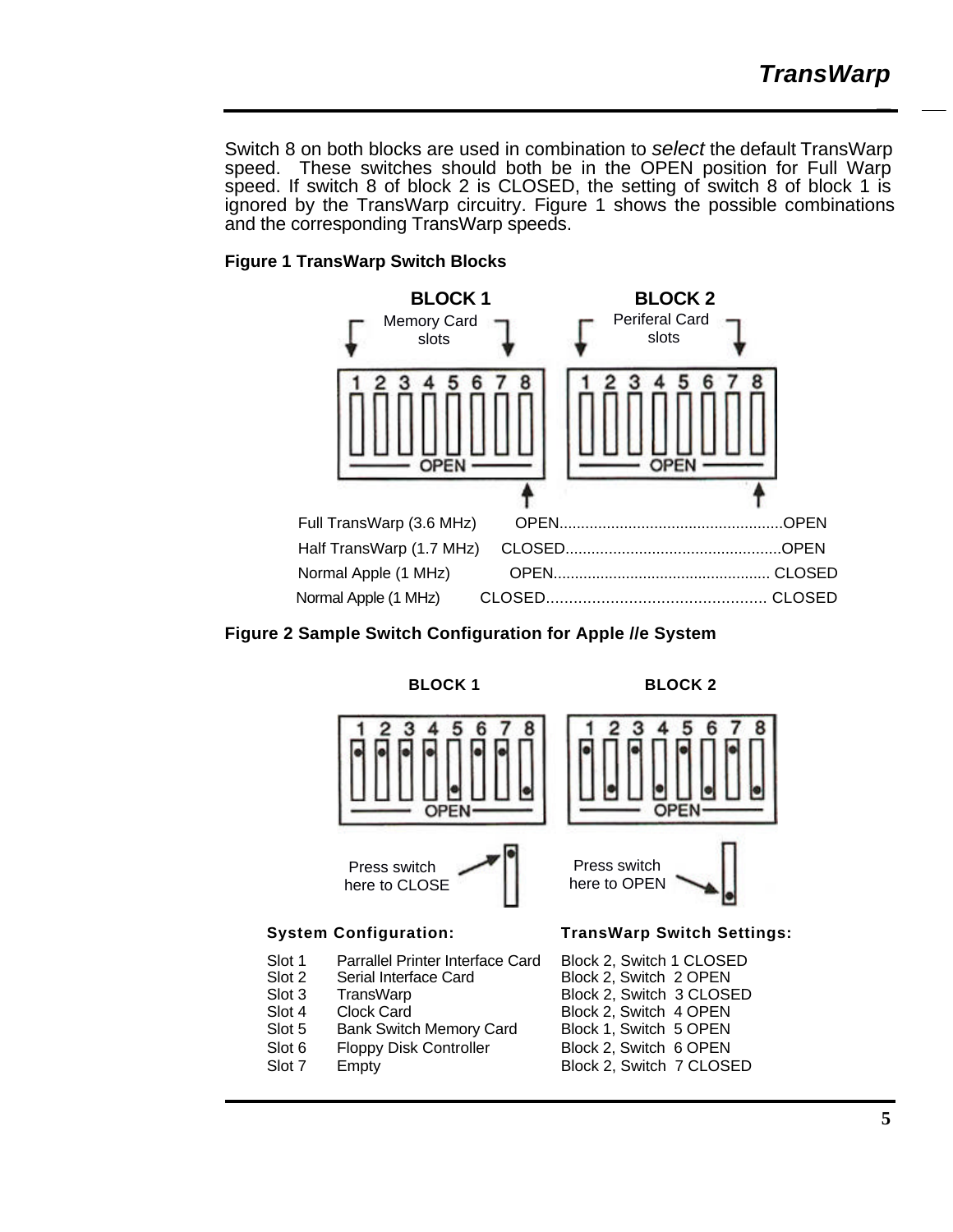Switch 8 on both blocks are used in combination to *select* the default TransWarp speed. These switches should both be in the OPEN position for Full Warp speed. If switch 8 of block 2 is CLOSED, the setting of switch 8 of block 1 is ignored by the TransWarp circuitry. Figure 1 shows the possible combinations and the corresponding TransWarp speeds.

**Figure 1 TransWarp Switch Blocks**

BLOCK 1 — Memory Card slots

BLOCK 2 — Periferal Card slots

| | Block 1 Switch 8 | Block 2 Switch 8 |
|---|---|---|
| Full TransWarp (3.6 MHz) | OPEN | OPEN |
| Half TransWarp (1.7 MHz) | CLOSED | OPEN |
| Normal Apple (1 MHz) | OPEN | CLOSED |
| Normal Apple (1 MHz) | CLOSED | CLOSED |

**Figure 2 Sample Switch Configuration for Apple //e System**

BLOCK 1 BLOCK 2

Press switch here to CLOSE

Press switch here to OPEN

| System Configuration: | | TransWarp Switch Settings: |
|---|---|---|
| Slot 1 | Parrallel Printer Interface Card | Block 2, Switch 1 CLOSED |
| Slot 2 | Serial Interface Card | Block 2, Switch 2 OPEN |
| Slot 3 | TransWarp | Block 2, Switch 3 CLOSED |
| Slot 4 | Clock Card | Block 2, Switch 4 OPEN |
| Slot 5 | Bank Switch Memory Card | Block 1, Switch 5 OPEN |
| Slot 6 | Floppy Disk Controller | Block 2, Switch 6 OPEN |
| Slot 7 | Empty | Block 2, Switch 7 CLOSED |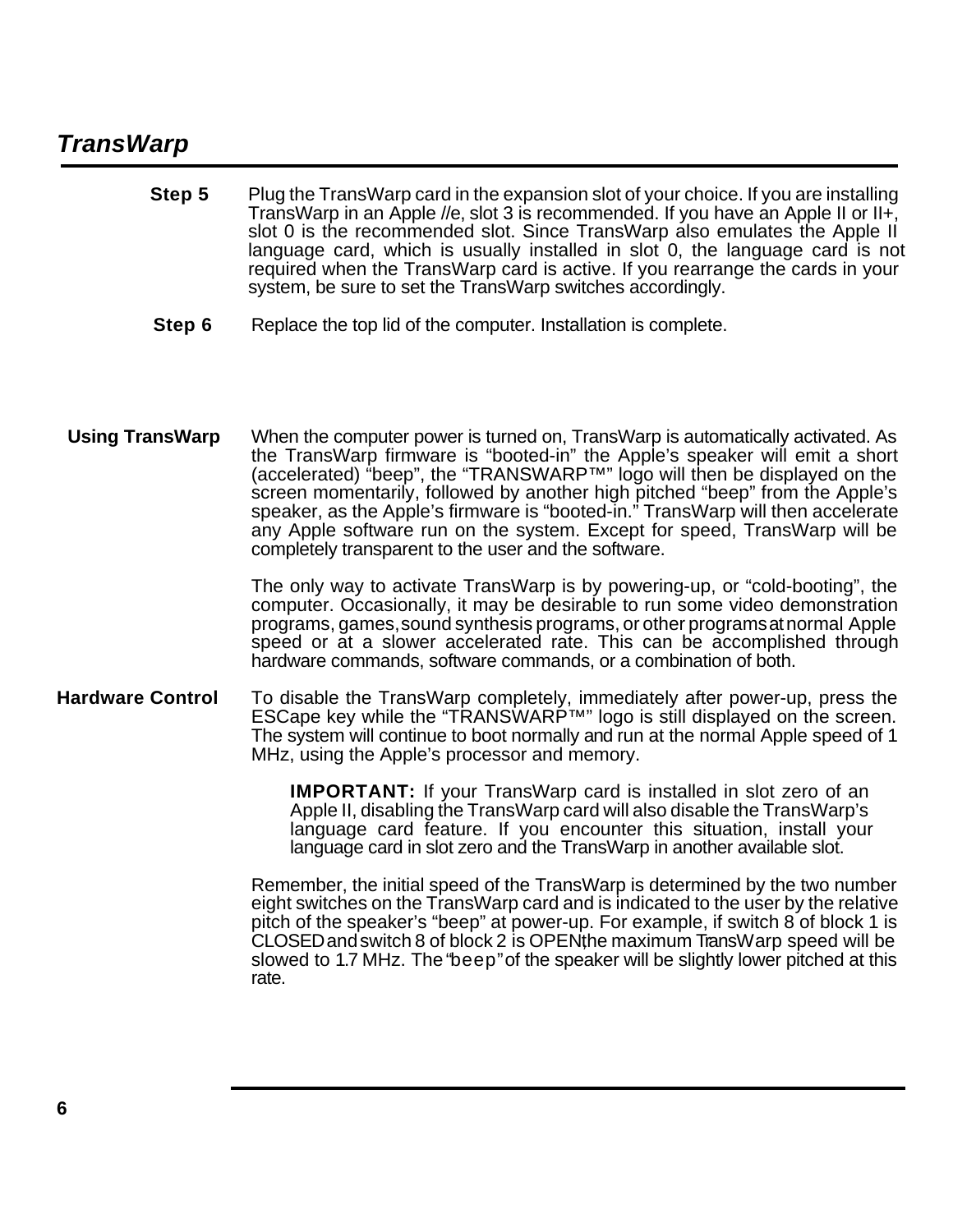**Step 5** Plug the TransWarp card in the expansion slot of your choice. If you are installing TransWarp in an Apple //e, slot 3 is recommended. If you have an Apple II or II+, slot 0 is the recommended slot. Since TransWarp also emulates the Apple II language card, which is usually installed in slot 0, the language card is not required when the TransWarp card is active. If you rearrange the cards in your system, be sure to set the TransWarp switches accordingly.

**Step 6** Replace the top lid of the computer. Installation is complete.

## Using TransWarp

When the computer power is turned on, TransWarp is automatically activated. As the TransWarp firmware is "booted-in" the Apple's speaker will emit a short (accelerated) "beep", the "TRANSWARP™" logo will then be displayed on the screen momentarily, followed by another high pitched "beep" from the Apple's speaker, as the Apple's firmware is "booted-in." TransWarp will then accelerate any Apple software run on the system. Except for speed, TransWarp will be completely transparent to the user and the software.

The only way to activate TransWarp is by powering-up, or "cold-booting", the computer. Occasionally, it may be desirable to run some video demonstration programs, games, sound synthesis programs, or other programs at normal Apple speed or at a slower accelerated rate. This can be accomplished through hardware commands, software commands, or a combination of both.

## Hardware Control

To disable the TransWarp completely, immediately after power-up, press the ESCape key while the "TRANSWARP™" logo is still displayed on the screen. The system will continue to boot normally and run at the normal Apple speed of 1 MHz, using the Apple's processor and memory.

> **IMPORTANT:** If your TransWarp card is installed in slot zero of an Apple II, disabling the TransWarp card will also disable the TransWarp's language card feature. If you encounter this situation, install your language card in slot zero and the TransWarp in another available slot.

Remember, the initial speed of the TransWarp is determined by the two number eight switches on the TransWarp card and is indicated to the user by the relative pitch of the speaker's "beep" at power-up. For example, if switch 8 of block 1 is CLOSED and switch 8 of block 2 is OPEN, the maximum TransWarp speed will be slowed to 1.7 MHz. The "beep" of the speaker will be slightly lower pitched at this rate.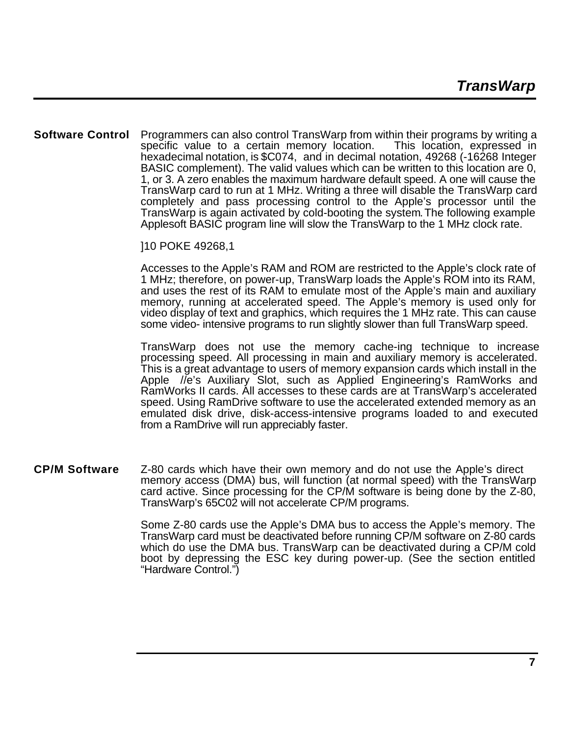## Software Control

Programmers can also control TransWarp from within their programs by writing a specific value to a certain memory location. This location, expressed in hexadecimal notation, is $C074, and in decimal notation, 49268 (-16268 Integer BASIC complement). The valid values which can be written to this location are 0, 1, or 3. A zero enables the maximum hardware default speed. A one will cause the TransWarp card to run at 1 MHz. Writing a three will disable the TransWarp card completely and pass processing control to the Apple's processor until the TransWarp is again activated by cold-booting the system. The following example Applesoft BASIC program line will slow the TransWarp to the 1 MHz clock rate.

```
]10 POKE 49268,1
```

Accesses to the Apple's RAM and ROM are restricted to the Apple's clock rate of 1 MHz; therefore, on power-up, TransWarp loads the Apple's ROM into its RAM, and uses the rest of its RAM to emulate most of the Apple's main and auxiliary memory, running at accelerated speed. The Apple's memory is used only for video display of text and graphics, which requires the 1 MHz rate. This can cause some video- intensive programs to run slightly slower than full TransWarp speed.

TransWarp does not use the memory cache-ing technique to increase processing speed. All processing in main and auxiliary memory is accelerated. This is a great advantage to users of memory expansion cards which install in the Apple //e's Auxiliary Slot, such as Applied Engineering's RamWorks and RamWorks II cards. All accesses to these cards are at TransWarp's accelerated speed. Using RamDrive software to use the accelerated extended memory as an emulated disk drive, disk-access-intensive programs loaded to and executed from a RamDrive will run appreciably faster.

## CP/M Software

Z-80 cards which have their own memory and do not use the Apple's direct memory access (DMA) bus, will function (at normal speed) with the TransWarp card active. Since processing for the CP/M software is being done by the Z-80, TransWarp's 65C02 will not accelerate CP/M programs.

Some Z-80 cards use the Apple's DMA bus to access the Apple's memory. The TransWarp card must be deactivated before running CP/M software on Z-80 cards which do use the DMA bus. TransWarp can be deactivated during a CP/M cold boot by depressing the ESC key during power-up. (See the section entitled "Hardware Control.")